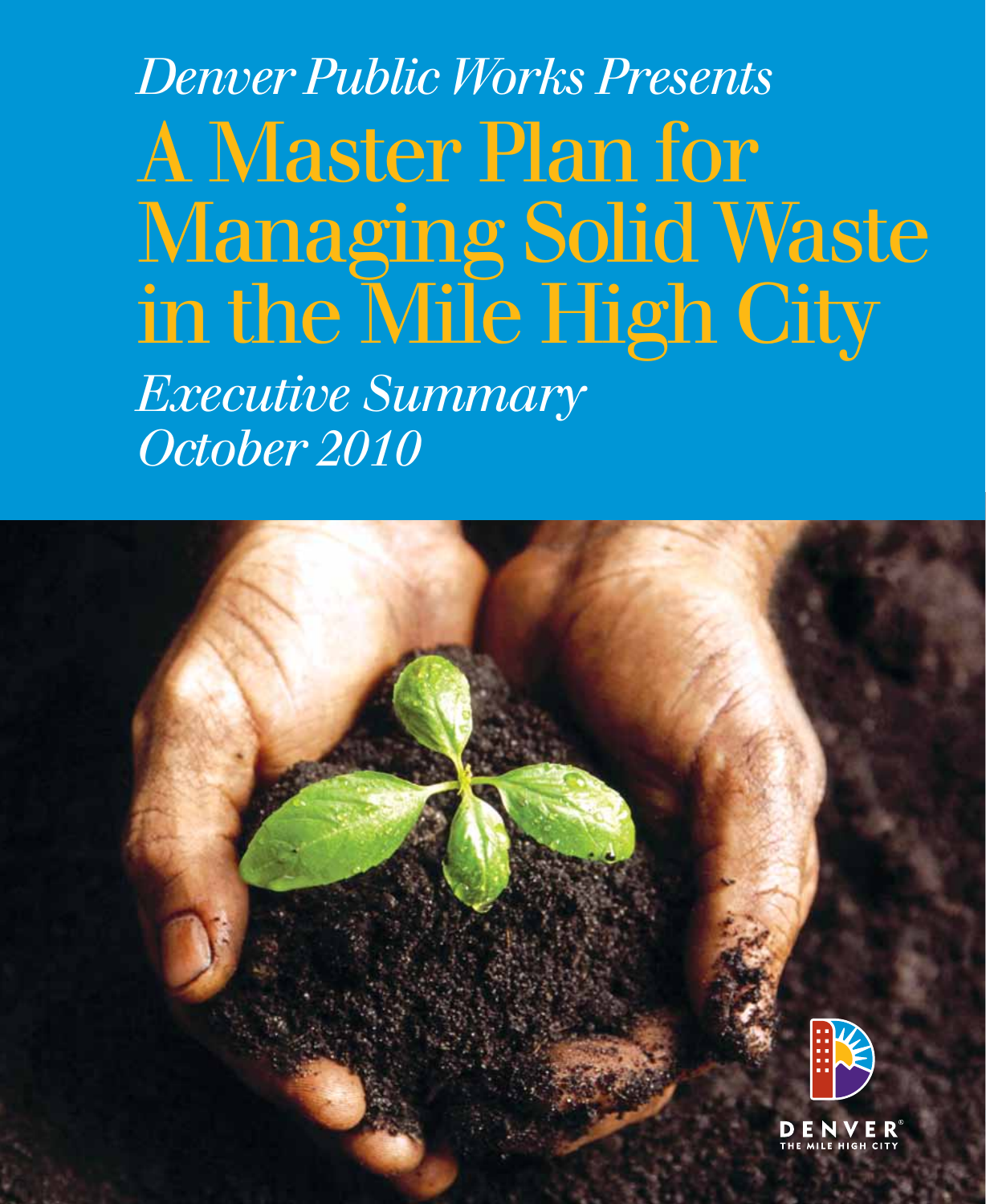*Denver Public Works Presents*

# A Master Plan for Managing Solid Waste in the Mile High City

*Executive Summary*
*October 2010*

DENVER
THE MILE HIGH CITY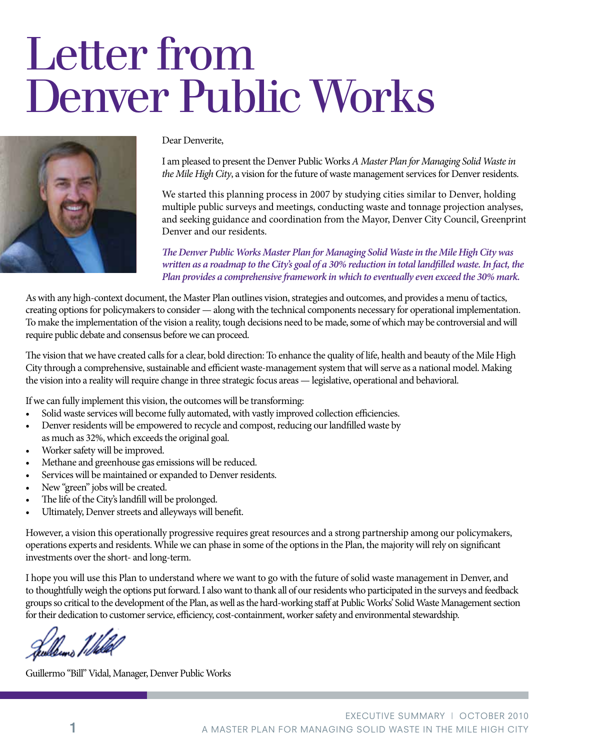# Letter from Denver Public Works

Dear Denverite,

I am pleased to present the Denver Public Works *A Master Plan for Managing Solid Waste in the Mile High City*, a vision for the future of waste management services for Denver residents.

We started this planning process in 2007 by studying cities similar to Denver, holding multiple public surveys and meetings, conducting waste and tonnage projection analyses, and seeking guidance and coordination from the Mayor, Denver City Council, Greenprint Denver and our residents.

***The Denver Public Works Master Plan for Managing Solid Waste in the Mile High City was written as a roadmap to the City's goal of a 30% reduction in total landfilled waste. In fact, the Plan provides a comprehensive framework in which to eventually even exceed the 30% mark.***

As with any high-context document, the Master Plan outlines vision, strategies and outcomes, and provides a menu of tactics, creating options for policymakers to consider — along with the technical components necessary for operational implementation. To make the implementation of the vision a reality, tough decisions need to be made, some of which may be controversial and will require public debate and consensus before we can proceed.

The vision that we have created calls for a clear, bold direction: To enhance the quality of life, health and beauty of the Mile High City through a comprehensive, sustainable and efficient waste-management system that will serve as a national model. Making the vision into a reality will require change in three strategic focus areas — legislative, operational and behavioral.

If we can fully implement this vision, the outcomes will be transforming:

- Solid waste services will become fully automated, with vastly improved collection efficiencies.
- Denver residents will be empowered to recycle and compost, reducing our landfilled waste by as much as 32%, which exceeds the original goal.
- Worker safety will be improved.
- Methane and greenhouse gas emissions will be reduced.
- Services will be maintained or expanded to Denver residents.
- New "green" jobs will be created.
- The life of the City's landfill will be prolonged.
- Ultimately, Denver streets and alleyways will benefit.

However, a vision this operationally progressive requires great resources and a strong partnership among our policymakers, operations experts and residents. While we can phase in some of the options in the Plan, the majority will rely on significant investments over the short- and long-term.

I hope you will use this Plan to understand where we want to go with the future of solid waste management in Denver, and to thoughtfully weigh the options put forward. I also want to thank all of our residents who participated in the surveys and feedback groups so critical to the development of the Plan, as well as the hard-working staff at Public Works' Solid Waste Management section for their dedication to customer service, efficiency, cost-containment, worker safety and environmental stewardship.

Guillermo "Bill" Vidal, Manager, Denver Public Works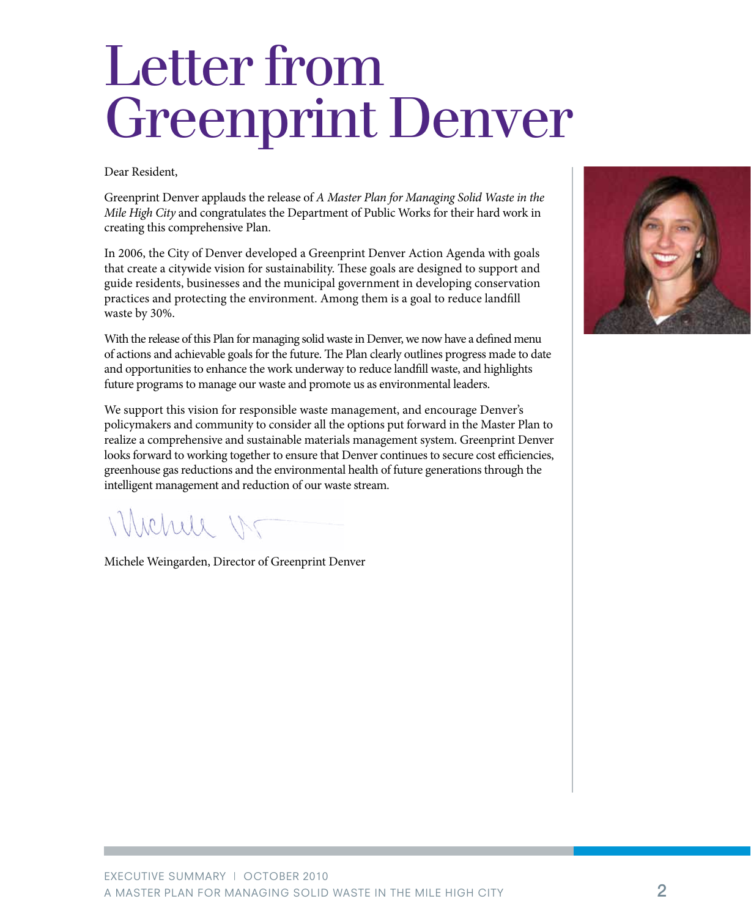# Letter from Greenprint Denver

Dear Resident,

Greenprint Denver applauds the release of *A Master Plan for Managing Solid Waste in the Mile High City* and congratulates the Department of Public Works for their hard work in creating this comprehensive Plan.

In 2006, the City of Denver developed a Greenprint Denver Action Agenda with goals that create a citywide vision for sustainability. These goals are designed to support and guide residents, businesses and the municipal government in developing conservation practices and protecting the environment. Among them is a goal to reduce landfill waste by 30%.

With the release of this Plan for managing solid waste in Denver, we now have a defined menu of actions and achievable goals for the future. The Plan clearly outlines progress made to date and opportunities to enhance the work underway to reduce landfill waste, and highlights future programs to manage our waste and promote us as environmental leaders.

We support this vision for responsible waste management, and encourage Denver's policymakers and community to consider all the options put forward in the Master Plan to realize a comprehensive and sustainable materials management system. Greenprint Denver looks forward to working together to ensure that Denver continues to secure cost efficiencies, greenhouse gas reductions and the environmental health of future generations through the intelligent management and reduction of our waste stream.

Michele Weingarden, Director of Greenprint Denver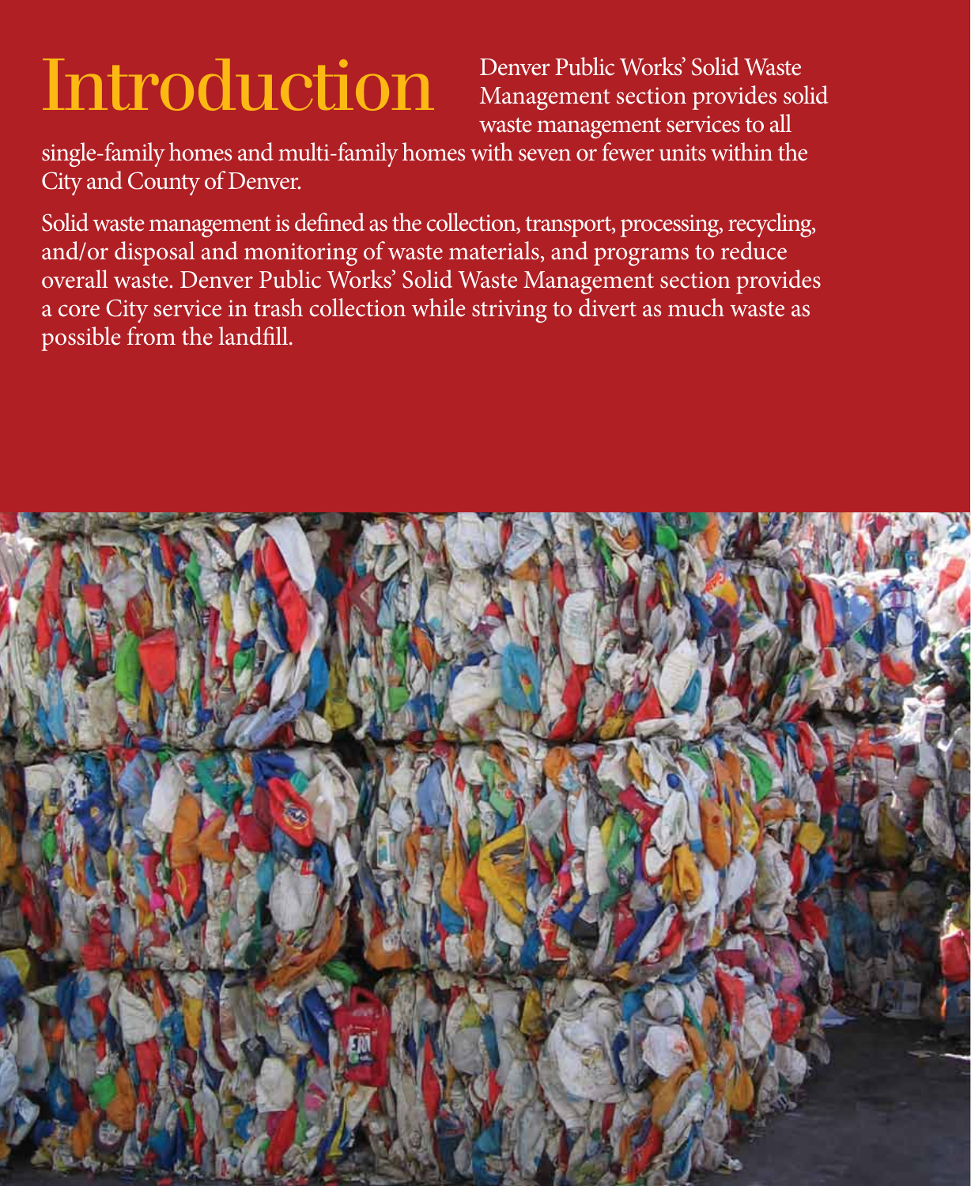# Introduction

Denver Public Works' Solid Waste Management section provides solid waste management services to all single-family homes and multi-family homes with seven or fewer units within the City and County of Denver.

Solid waste management is defined as the collection, transport, processing, recycling, and/or disposal and monitoring of waste materials, and programs to reduce overall waste. Denver Public Works' Solid Waste Management section provides a core City service in trash collection while striving to divert as much waste as possible from the landfill.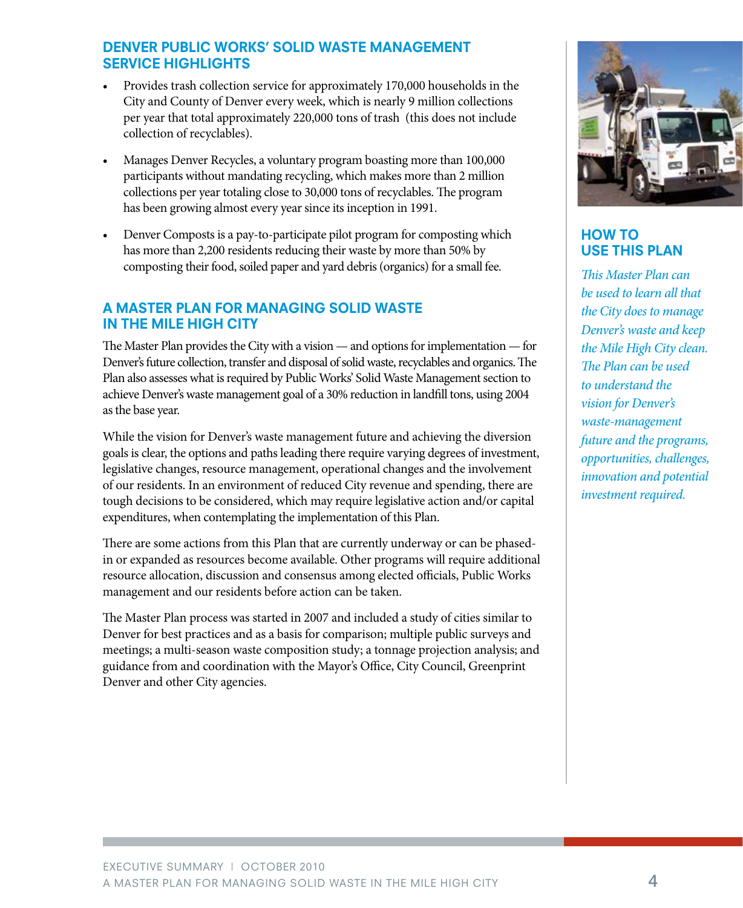## DENVER PUBLIC WORKS' SOLID WASTE MANAGEMENT SERVICE HIGHLIGHTS

- Provides trash collection service for approximately 170,000 households in the City and County of Denver every week, which is nearly 9 million collections per year that total approximately 220,000 tons of trash (this does not include collection of recyclables).
- Manages Denver Recycles, a voluntary program boasting more than 100,000 participants without mandating recycling, which makes more than 2 million collections per year totaling close to 30,000 tons of recyclables. The program has been growing almost every year since its inception in 1991.
- Denver Composts is a pay-to-participate pilot program for composting which has more than 2,200 residents reducing their waste by more than 50% by composting their food, soiled paper and yard debris (organics) for a small fee.

## A MASTER PLAN FOR MANAGING SOLID WASTE IN THE MILE HIGH CITY

The Master Plan provides the City with a vision — and options for implementation — for Denver's future collection, transfer and disposal of solid waste, recyclables and organics. The Plan also assesses what is required by Public Works' Solid Waste Management section to achieve Denver's waste management goal of a 30% reduction in landfill tons, using 2004 as the base year.

While the vision for Denver's waste management future and achieving the diversion goals is clear, the options and paths leading there require varying degrees of investment, legislative changes, resource management, operational changes and the involvement of our residents. In an environment of reduced City revenue and spending, there are tough decisions to be considered, which may require legislative action and/or capital expenditures, when contemplating the implementation of this Plan.

There are some actions from this Plan that are currently underway or can be phased-in or expanded as resources become available. Other programs will require additional resource allocation, discussion and consensus among elected officials, Public Works management and our residents before action can be taken.

The Master Plan process was started in 2007 and included a study of cities similar to Denver for best practices and as a basis for comparison; multiple public surveys and meetings; a multi-season waste composition study; a tonnage projection analysis; and guidance from and coordination with the Mayor's Office, City Council, Greenprint Denver and other City agencies.

## HOW TO USE THIS PLAN

*This Master Plan can be used to learn all that the City does to manage Denver's waste and keep the Mile High City clean. The Plan can be used to understand the vision for Denver's waste-management future and the programs, opportunities, challenges, innovation and potential investment required.*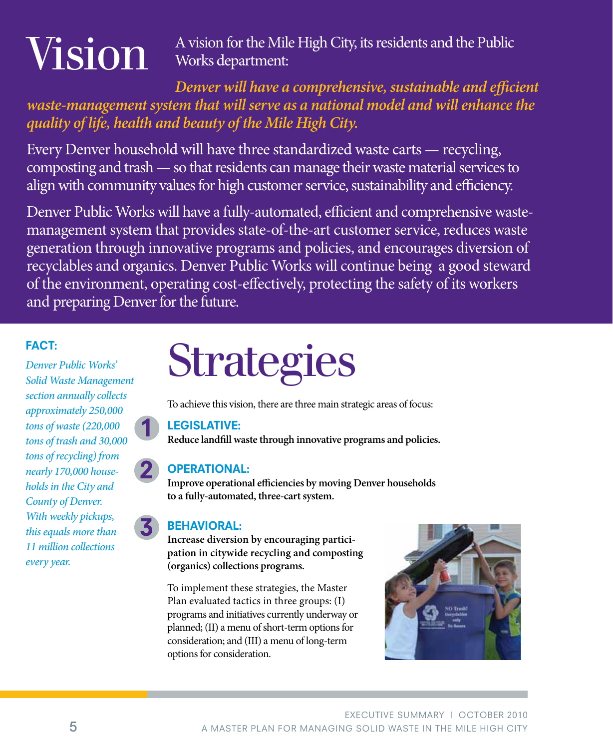# Vision

A vision for the Mile High City, its residents and the Public Works department:

***Denver will have a comprehensive, sustainable and efficient waste-management system that will serve as a national model and will enhance the quality of life, health and beauty of the Mile High City.***

Every Denver household will have three standardized waste carts — recycling, composting and trash — so that residents can manage their waste material services to align with community values for high customer service, sustainability and efficiency.

Denver Public Works will have a fully-automated, efficient and comprehensive waste-management system that provides state-of-the-art customer service, reduces waste generation through innovative programs and policies, and encourages diversion of recyclables and organics. Denver Public Works will continue being a good steward of the environment, operating cost-effectively, protecting the safety of its workers and preparing Denver for the future.

**FACT:**

*Denver Public Works' Solid Waste Management section annually collects approximately 250,000 tons of waste (220,000 tons of trash and 30,000 tons of recycling) from nearly 170,000 households in the City and County of Denver. With weekly pickups, this equals more than 11 million collections every year.*

# Strategies

To achieve this vision, there are three main strategic areas of focus:

1. **LEGISLATIVE:**
   **Reduce landfill waste through innovative programs and policies.**

2. **OPERATIONAL:**
   **Improve operational efficiencies by moving Denver households to a fully-automated, three-cart system.**

3. **BEHAVIORAL:**
   **Increase diversion by encouraging participation in citywide recycling and composting (organics) collections programs.**

To implement these strategies, the Master Plan evaluated tactics in three groups: (I) programs and initiatives currently underway or planned; (II) a menu of short-term options for consideration; and (III) a menu of long-term options for consideration.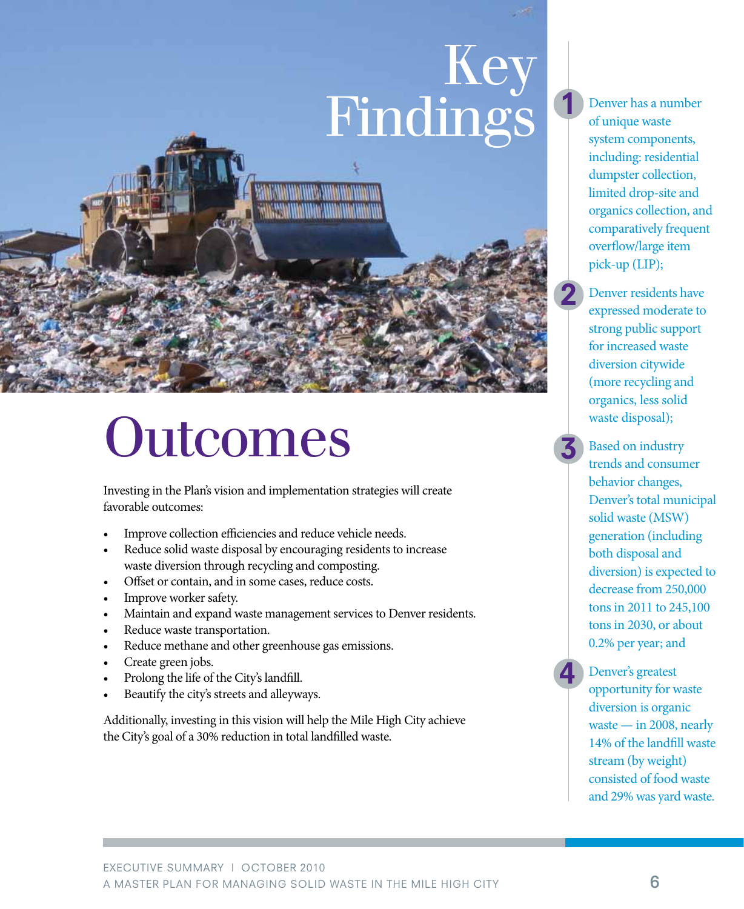# Key Findings

1. Denver has a number of unique waste system components, including: residential dumpster collection, limited drop-site and organics collection, and comparatively frequent overflow/large item pick-up (LIP);

2. Denver residents have expressed moderate to strong public support for increased waste diversion citywide (more recycling and organics, less solid waste disposal);

3. Based on industry trends and consumer behavior changes, Denver's total municipal solid waste (MSW) generation (including both disposal and diversion) is expected to decrease from 250,000 tons in 2011 to 245,100 tons in 2030, or about 0.2% per year; and

4. Denver's greatest opportunity for waste diversion is organic waste — in 2008, nearly 14% of the landfill waste stream (by weight) consisted of food waste and 29% was yard waste.

# Outcomes

Investing in the Plan's vision and implementation strategies will create favorable outcomes:

- Improve collection efficiencies and reduce vehicle needs.
- Reduce solid waste disposal by encouraging residents to increase waste diversion through recycling and composting.
- Offset or contain, and in some cases, reduce costs.
- Improve worker safety.
- Maintain and expand waste management services to Denver residents.
- Reduce waste transportation.
- Reduce methane and other greenhouse gas emissions.
- Create green jobs.
- Prolong the life of the City's landfill.
- Beautify the city's streets and alleyways.

Additionally, investing in this vision will help the Mile High City achieve the City's goal of a 30% reduction in total landfilled waste.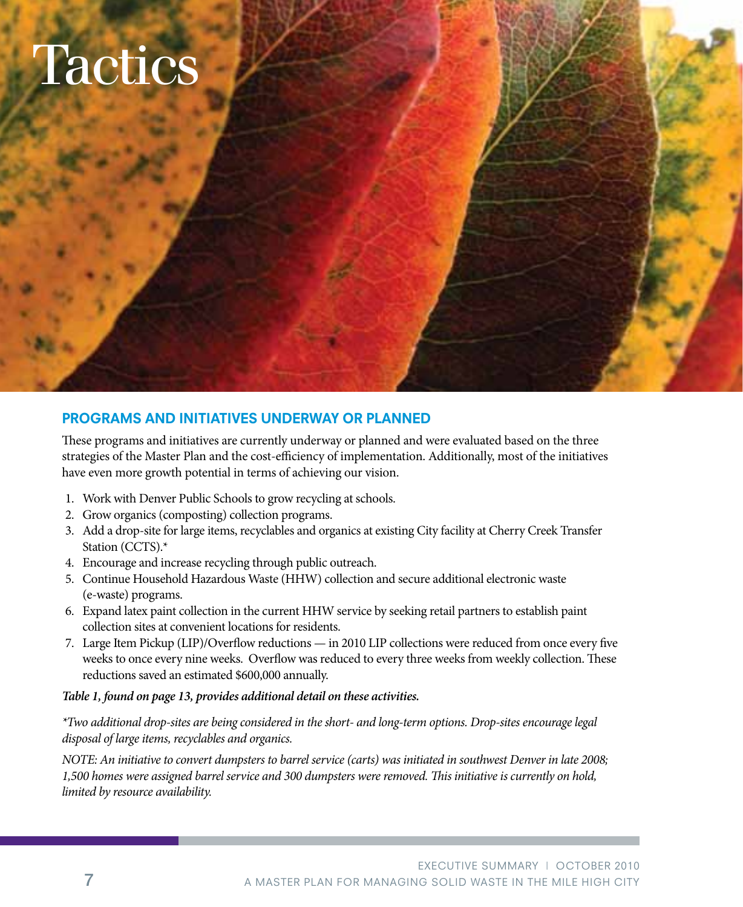# Tactics

## PROGRAMS AND INITIATIVES UNDERWAY OR PLANNED

These programs and initiatives are currently underway or planned and were evaluated based on the three strategies of the Master Plan and the cost-efficiency of implementation. Additionally, most of the initiatives have even more growth potential in terms of achieving our vision.

1. Work with Denver Public Schools to grow recycling at schools.
2. Grow organics (composting) collection programs.
3. Add a drop-site for large items, recyclables and organics at existing City facility at Cherry Creek Transfer Station (CCTS).*
4. Encourage and increase recycling through public outreach.
5. Continue Household Hazardous Waste (HHW) collection and secure additional electronic waste (e-waste) programs.
6. Expand latex paint collection in the current HHW service by seeking retail partners to establish paint collection sites at convenient locations for residents.
7. Large Item Pickup (LIP)/Overflow reductions — in 2010 LIP collections were reduced from once every five weeks to once every nine weeks. Overflow was reduced to every three weeks from weekly collection. These reductions saved an estimated $600,000 annually.

***Table 1, found on page 13, provides additional detail on these activities.***

*\*Two additional drop-sites are being considered in the short- and long-term options. Drop-sites encourage legal disposal of large items, recyclables and organics.*

*NOTE: An initiative to convert dumpsters to barrel service (carts) was initiated in southwest Denver in late 2008; 1,500 homes were assigned barrel service and 300 dumpsters were removed. This initiative is currently on hold, limited by resource availability.*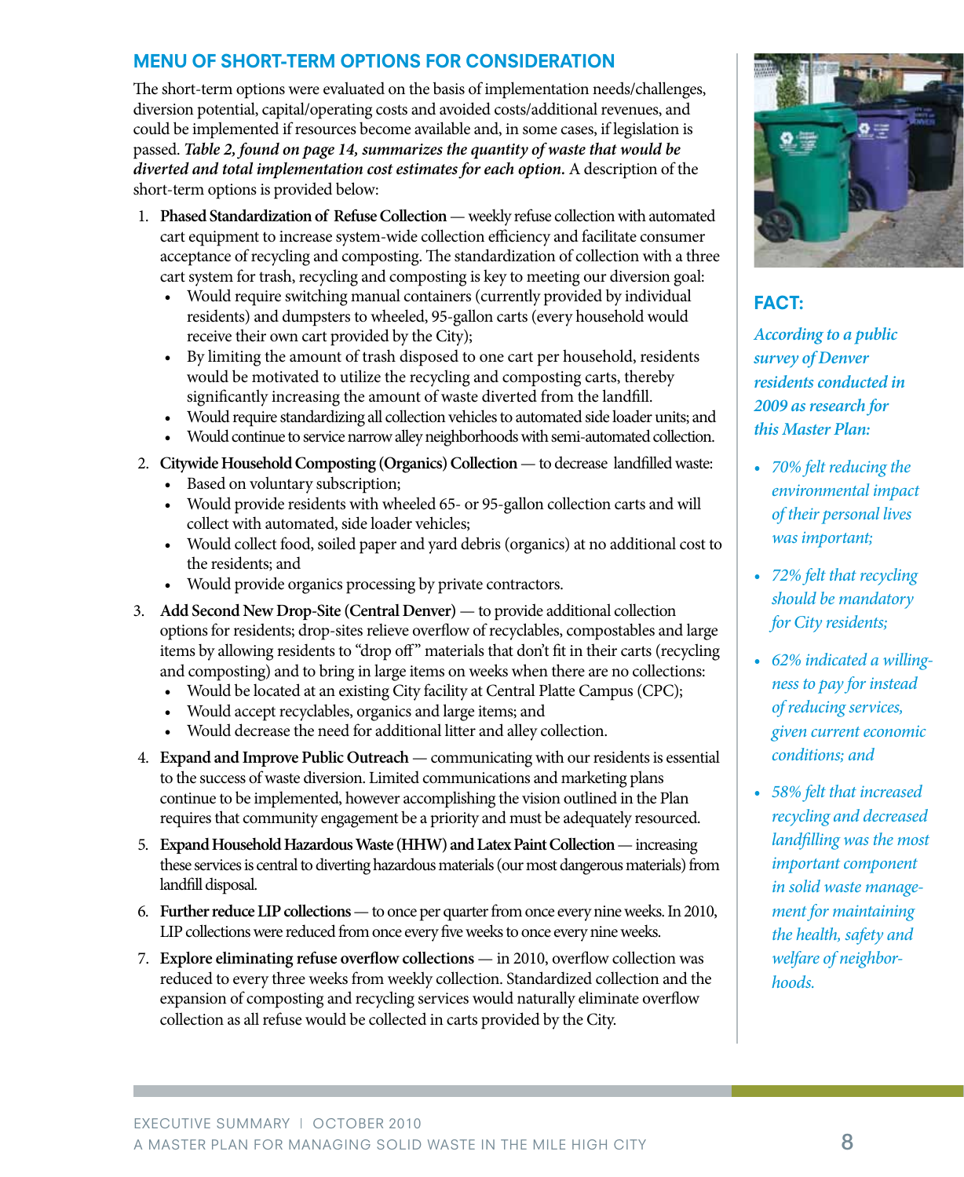## MENU OF SHORT-TERM OPTIONS FOR CONSIDERATION

The short-term options were evaluated on the basis of implementation needs/challenges, diversion potential, capital/operating costs and avoided costs/additional revenues, and could be implemented if resources become available and, in some cases, if legislation is passed. ***Table 2, found on page 14, summarizes the quantity of waste that would be diverted and total implementation cost estimates for each option.*** A description of the short-term options is provided below:

1. **Phased Standardization of Refuse Collection** — weekly refuse collection with automated cart equipment to increase system-wide collection efficiency and facilitate consumer acceptance of recycling and composting. The standardization of collection with a three cart system for trash, recycling and composting is key to meeting our diversion goal:
   - Would require switching manual containers (currently provided by individual residents) and dumpsters to wheeled, 95-gallon carts (every household would receive their own cart provided by the City);
   - By limiting the amount of trash disposed to one cart per household, residents would be motivated to utilize the recycling and composting carts, thereby significantly increasing the amount of waste diverted from the landfill.
   - Would require standardizing all collection vehicles to automated side loader units; and
   - Would continue to service narrow alley neighborhoods with semi-automated collection.
2. **Citywide Household Composting (Organics) Collection** — to decrease landfilled waste:
   - Based on voluntary subscription;
   - Would provide residents with wheeled 65- or 95-gallon collection carts and will collect with automated, side loader vehicles;
   - Would collect food, soiled paper and yard debris (organics) at no additional cost to the residents; and
   - Would provide organics processing by private contractors.
3. **Add Second New Drop-Site (Central Denver)** — to provide additional collection options for residents; drop-sites relieve overflow of recyclables, compostables and large items by allowing residents to "drop off" materials that don't fit in their carts (recycling and composting) and to bring in large items on weeks when there are no collections:
   - Would be located at an existing City facility at Central Platte Campus (CPC);
   - Would accept recyclables, organics and large items; and
   - Would decrease the need for additional litter and alley collection.
4. **Expand and Improve Public Outreach** — communicating with our residents is essential to the success of waste diversion. Limited communications and marketing plans continue to be implemented, however accomplishing the vision outlined in the Plan requires that community engagement be a priority and must be adequately resourced.
5. **Expand Household Hazardous Waste (HHW) and Latex Paint Collection** — increasing these services is central to diverting hazardous materials (our most dangerous materials) from landfill disposal.
6. **Further reduce LIP collections** — to once per quarter from once every nine weeks. In 2010, LIP collections were reduced from once every five weeks to once every nine weeks.
7. **Explore eliminating refuse overflow collections** — in 2010, overflow collection was reduced to every three weeks from weekly collection. Standardized collection and the expansion of composting and recycling services would naturally eliminate overflow collection as all refuse would be collected in carts provided by the City.

### FACT:

*According to a public survey of Denver residents conducted in 2009 as research for this Master Plan:*

- *70% felt reducing the environmental impact of their personal lives was important;*
- *72% felt that recycling should be mandatory for City residents;*
- *62% indicated a willingness to pay for instead of reducing services, given current economic conditions; and*
- *58% felt that increased recycling and decreased landfilling was the most important component in solid waste management for maintaining the health, safety and welfare of neighborhoods.*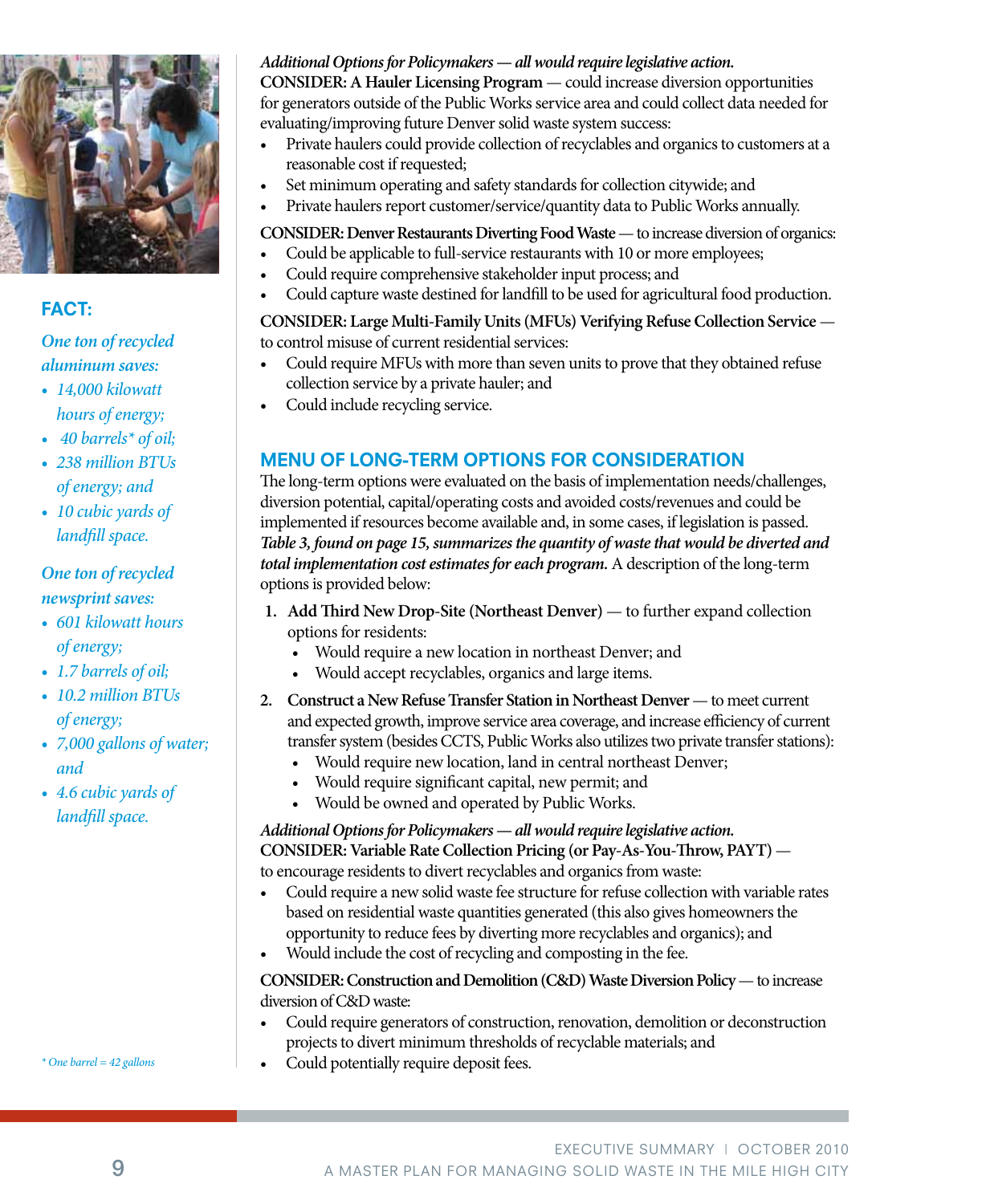*Additional Options for Policymakers — all would require legislative action.*

**CONSIDER: A Hauler Licensing Program** — could increase diversion opportunities for generators outside of the Public Works service area and could collect data needed for evaluating/improving future Denver solid waste system success:

- Private haulers could provide collection of recyclables and organics to customers at a reasonable cost if requested;
- Set minimum operating and safety standards for collection citywide; and
- Private haulers report customer/service/quantity data to Public Works annually.

**CONSIDER: Denver Restaurants Diverting Food Waste** — to increase diversion of organics:

- Could be applicable to full-service restaurants with 10 or more employees;
- Could require comprehensive stakeholder input process; and
- Could capture waste destined for landfill to be used for agricultural food production.

**CONSIDER: Large Multi-Family Units (MFUs) Verifying Refuse Collection Service** — to control misuse of current residential services:

- Could require MFUs with more than seven units to prove that they obtained refuse collection service by a private hauler; and
- Could include recycling service.

## MENU OF LONG-TERM OPTIONS FOR CONSIDERATION

The long-term options were evaluated on the basis of implementation needs/challenges, diversion potential, capital/operating costs and avoided costs/revenues and could be implemented if resources become available and, in some cases, if legislation is passed. ***Table 3, found on page 15, summarizes the quantity of waste that would be diverted and total implementation cost estimates for each program.*** A description of the long-term options is provided below:

1. **Add Third New Drop-Site (Northeast Denver)** — to further expand collection options for residents:
   - Would require a new location in northeast Denver; and
   - Would accept recyclables, organics and large items.
2. **Construct a New Refuse Transfer Station in Northeast Denver** — to meet current and expected growth, improve service area coverage, and increase efficiency of current transfer system (besides CCTS, Public Works also utilizes two private transfer stations):
   - Would require new location, land in central northeast Denver;
   - Would require significant capital, new permit; and
   - Would be owned and operated by Public Works.

*Additional Options for Policymakers — all would require legislative action.*

**CONSIDER: Variable Rate Collection Pricing (or Pay-As-You-Throw, PAYT)** — to encourage residents to divert recyclables and organics from waste:

- Could require a new solid waste fee structure for refuse collection with variable rates based on residential waste quantities generated (this also gives homeowners the opportunity to reduce fees by diverting more recyclables and organics); and
- Would include the cost of recycling and composting in the fee.

**CONSIDER: Construction and Demolition (C&D) Waste Diversion Policy** — to increase diversion of C&D waste:

- Could require generators of construction, renovation, demolition or deconstruction projects to divert minimum thresholds of recyclable materials; and
- Could potentially require deposit fees.

---

### FACT:

*One ton of recycled aluminum saves:*

- *14,000 kilowatt hours of energy;*
- *40 barrels* of oil;*
- *238 million BTUs of energy; and*
- *10 cubic yards of landfill space.*

*One ton of recycled newsprint saves:*

- *601 kilowatt hours of energy;*
- *1.7 barrels of oil;*
- *10.2 million BTUs of energy;*
- *7,000 gallons of water; and*
- *4.6 cubic yards of landfill space.*

*\* One barrel = 42 gallons*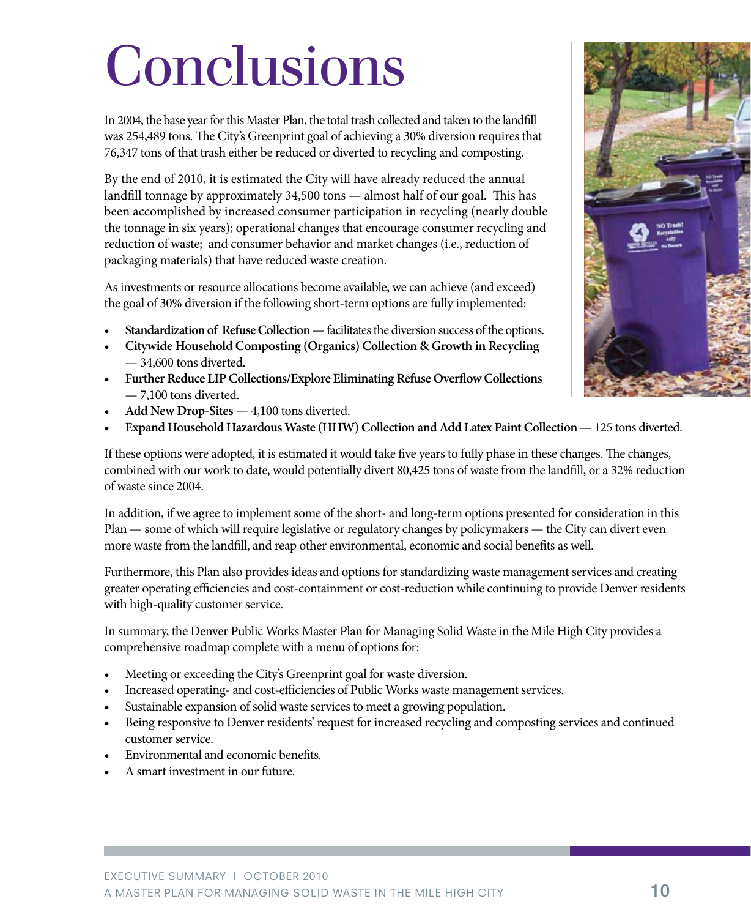# Conclusions

In 2004, the base year for this Master Plan, the total trash collected and taken to the landfill was 254,489 tons. The City's Greenprint goal of achieving a 30% diversion requires that 76,347 tons of that trash either be reduced or diverted to recycling and composting.

By the end of 2010, it is estimated the City will have already reduced the annual landfill tonnage by approximately 34,500 tons — almost half of our goal. This has been accomplished by increased consumer participation in recycling (nearly double the tonnage in six years); operational changes that encourage consumer recycling and reduction of waste; and consumer behavior and market changes (i.e., reduction of packaging materials) that have reduced waste creation.

As investments or resource allocations become available, we can achieve (and exceed) the goal of 30% diversion if the following short-term options are fully implemented:

- **Standardization of Refuse Collection** — facilitates the diversion success of the options.
- **Citywide Household Composting (Organics) Collection & Growth in Recycling** — 34,600 tons diverted.
- **Further Reduce LIP Collections/Explore Eliminating Refuse Overflow Collections** — 7,100 tons diverted.
- **Add New Drop-Sites** — 4,100 tons diverted.
- **Expand Household Hazardous Waste (HHW) Collection and Add Latex Paint Collection** — 125 tons diverted.

If these options were adopted, it is estimated it would take five years to fully phase in these changes. The changes, combined with our work to date, would potentially divert 80,425 tons of waste from the landfill, or a 32% reduction of waste since 2004.

In addition, if we agree to implement some of the short- and long-term options presented for consideration in this Plan — some of which will require legislative or regulatory changes by policymakers — the City can divert even more waste from the landfill, and reap other environmental, economic and social benefits as well.

Furthermore, this Plan also provides ideas and options for standardizing waste management services and creating greater operating efficiencies and cost-containment or cost-reduction while continuing to provide Denver residents with high-quality customer service.

In summary, the Denver Public Works Master Plan for Managing Solid Waste in the Mile High City provides a comprehensive roadmap complete with a menu of options for:

- Meeting or exceeding the City's Greenprint goal for waste diversion.
- Increased operating- and cost-efficiencies of Public Works waste management services.
- Sustainable expansion of solid waste services to meet a growing population.
- Being responsive to Denver residents' request for increased recycling and composting services and continued customer service.
- Environmental and economic benefits.
- A smart investment in our future.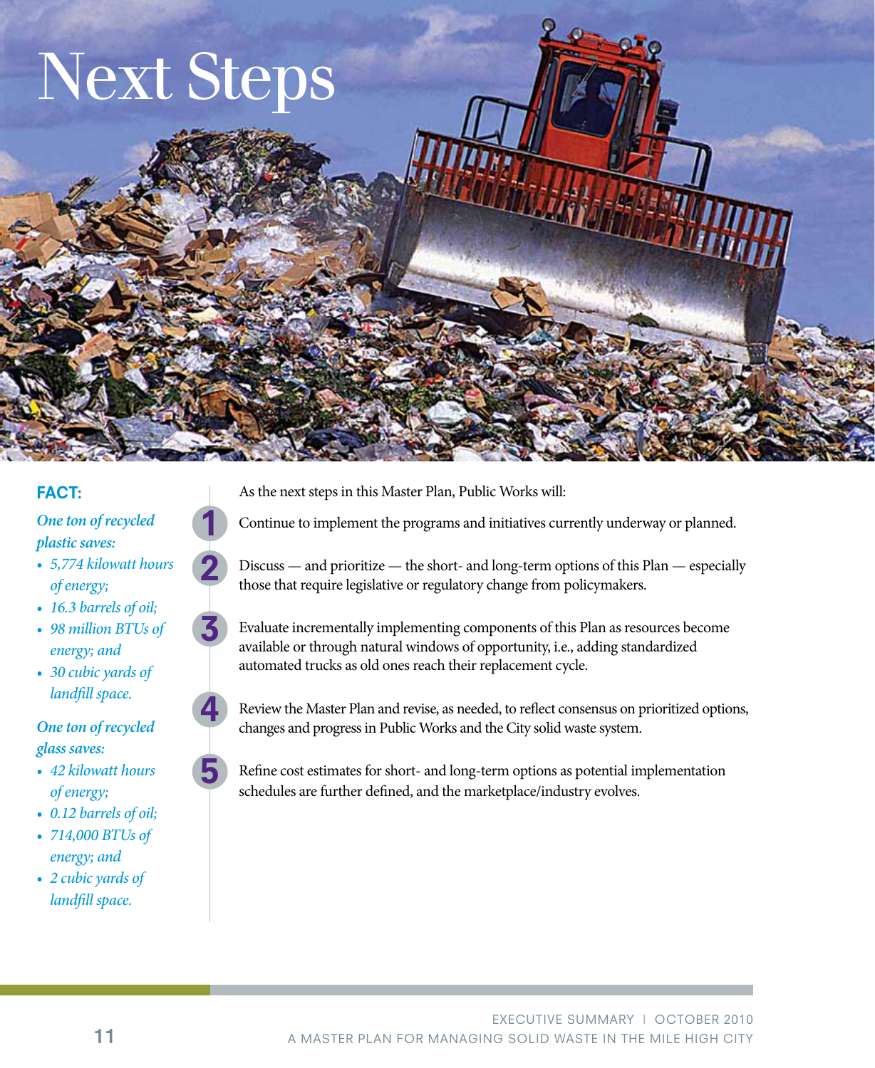# Next Steps

**FACT:**

*One ton of recycled plastic saves:*

- *5,774 kilowatt hours of energy;*
- *16.3 barrels of oil;*
- *98 million BTUs of energy; and*
- *30 cubic yards of landfill space.*

*One ton of recycled glass saves:*

- *42 kilowatt hours of energy;*
- *0.12 barrels of oil;*
- *714,000 BTUs of energy; and*
- *2 cubic yards of landfill space.*

As the next steps in this Master Plan, Public Works will:

1. Continue to implement the programs and initiatives currently underway or planned.
2. Discuss — and prioritize — the short- and long-term options of this Plan — especially those that require legislative or regulatory change from policymakers.
3. Evaluate incrementally implementing components of this Plan as resources become available or through natural windows of opportunity, i.e., adding standardized automated trucks as old ones reach their replacement cycle.
4. Review the Master Plan and revise, as needed, to reflect consensus on prioritized options, changes and progress in Public Works and the City solid waste system.
5. Refine cost estimates for short- and long-term options as potential implementation schedules are further defined, and the marketplace/industry evolves.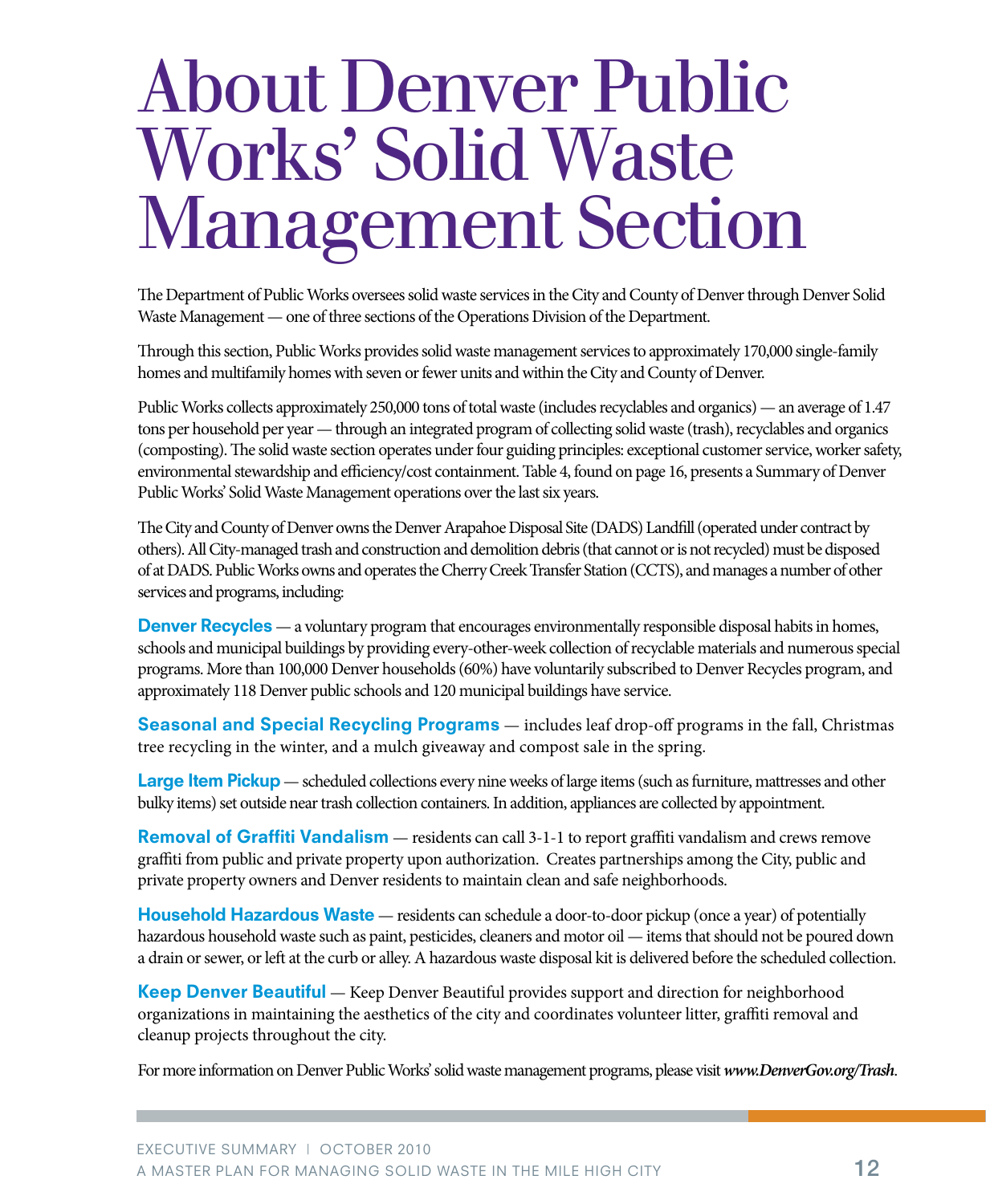# About Denver Public Works' Solid Waste Management Section

The Department of Public Works oversees solid waste services in the City and County of Denver through Denver Solid Waste Management — one of three sections of the Operations Division of the Department.

Through this section, Public Works provides solid waste management services to approximately 170,000 single-family homes and multifamily homes with seven or fewer units and within the City and County of Denver.

Public Works collects approximately 250,000 tons of total waste (includes recyclables and organics) — an average of 1.47 tons per household per year — through an integrated program of collecting solid waste (trash), recyclables and organics (composting). The solid waste section operates under four guiding principles: exceptional customer service, worker safety, environmental stewardship and efficiency/cost containment. Table 4, found on page 16, presents a Summary of Denver Public Works' Solid Waste Management operations over the last six years.

The City and County of Denver owns the Denver Arapahoe Disposal Site (DADS) Landfill (operated under contract by others). All City-managed trash and construction and demolition debris (that cannot or is not recycled) must be disposed of at DADS. Public Works owns and operates the Cherry Creek Transfer Station (CCTS), and manages a number of other services and programs, including:

**Denver Recycles** — a voluntary program that encourages environmentally responsible disposal habits in homes, schools and municipal buildings by providing every-other-week collection of recyclable materials and numerous special programs. More than 100,000 Denver households (60%) have voluntarily subscribed to Denver Recycles program, and approximately 118 Denver public schools and 120 municipal buildings have service.

**Seasonal and Special Recycling Programs** — includes leaf drop-off programs in the fall, Christmas tree recycling in the winter, and a mulch giveaway and compost sale in the spring.

**Large Item Pickup** — scheduled collections every nine weeks of large items (such as furniture, mattresses and other bulky items) set outside near trash collection containers. In addition, appliances are collected by appointment.

**Removal of Graffiti Vandalism** — residents can call 3-1-1 to report graffiti vandalism and crews remove graffiti from public and private property upon authorization. Creates partnerships among the City, public and private property owners and Denver residents to maintain clean and safe neighborhoods.

**Household Hazardous Waste** — residents can schedule a door-to-door pickup (once a year) of potentially hazardous household waste such as paint, pesticides, cleaners and motor oil — items that should not be poured down a drain or sewer, or left at the curb or alley. A hazardous waste disposal kit is delivered before the scheduled collection.

**Keep Denver Beautiful** — Keep Denver Beautiful provides support and direction for neighborhood organizations in maintaining the aesthetics of the city and coordinates volunteer litter, graffiti removal and cleanup projects throughout the city.

For more information on Denver Public Works' solid waste management programs, please visit ***www.DenverGov.org/Trash***.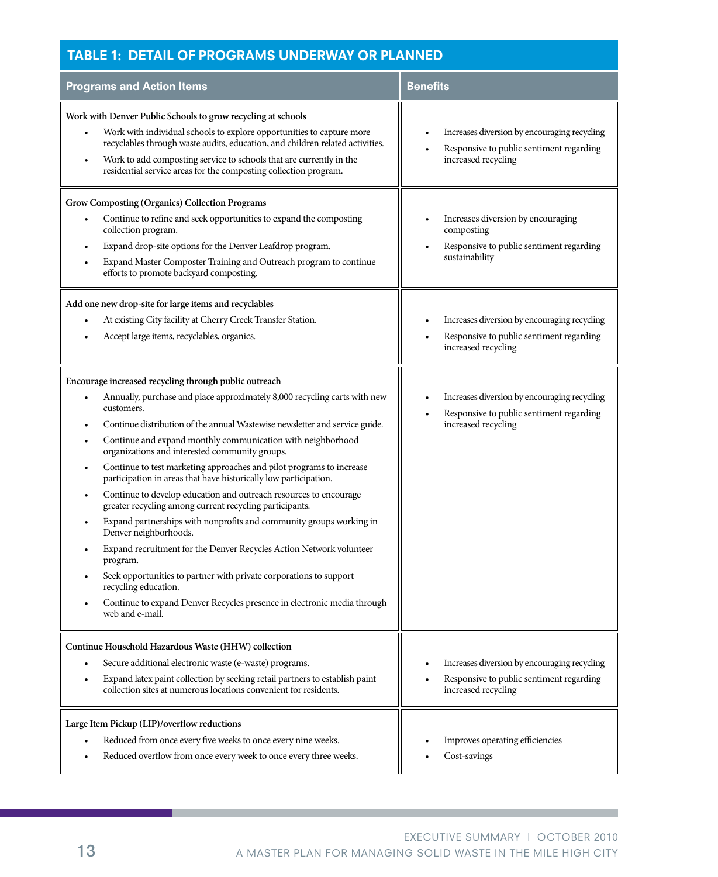## TABLE 1: DETAIL OF PROGRAMS UNDERWAY OR PLANNED

| Programs and Action Items | Benefits |
|---|---|
| **Work with Denver Public Schools to grow recycling at schools**<br>• Work with individual schools to explore opportunities to capture more recyclables through waste audits, education, and children related activities.<br>• Work to add composting service to schools that are currently in the residential service areas for the composting collection program. | • Increases diversion by encouraging recycling<br>• Responsive to public sentiment regarding increased recycling |
| **Grow Composting (Organics) Collection Programs**<br>• Continue to refine and seek opportunities to expand the composting collection program.<br>• Expand drop-site options for the Denver Leafdrop program.<br>• Expand Master Composter Training and Outreach program to continue efforts to promote backyard composting. | • Increases diversion by encouraging composting<br>• Responsive to public sentiment regarding sustainability |
| **Add one new drop-site for large items and recyclables**<br>• At existing City facility at Cherry Creek Transfer Station.<br>• Accept large items, recyclables, organics. | • Increases diversion by encouraging recycling<br>• Responsive to public sentiment regarding increased recycling |
| **Encourage increased recycling through public outreach**<br>• Annually, purchase and place approximately 8,000 recycling carts with new customers.<br>• Continue distribution of the annual Wastewise newsletter and service guide.<br>• Continue and expand monthly communication with neighborhood organizations and interested community groups.<br>• Continue to test marketing approaches and pilot programs to increase participation in areas that have historically low participation.<br>• Continue to develop education and outreach resources to encourage greater recycling among current recycling participants.<br>• Expand partnerships with nonprofits and community groups working in Denver neighborhoods.<br>• Expand recruitment for the Denver Recycles Action Network volunteer program.<br>• Seek opportunities to partner with private corporations to support recycling education.<br>• Continue to expand Denver Recycles presence in electronic media through web and e-mail. | • Increases diversion by encouraging recycling<br>• Responsive to public sentiment regarding increased recycling |
| **Continue Household Hazardous Waste (HHW) collection**<br>• Secure additional electronic waste (e-waste) programs.<br>• Expand latex paint collection by seeking retail partners to establish paint collection sites at numerous locations convenient for residents. | • Increases diversion by encouraging recycling<br>• Responsive to public sentiment regarding increased recycling |
| **Large Item Pickup (LIP)/overflow reductions**<br>• Reduced from once every five weeks to once every nine weeks.<br>• Reduced overflow from once every week to once every three weeks. | • Improves operating efficiencies<br>• Cost-savings |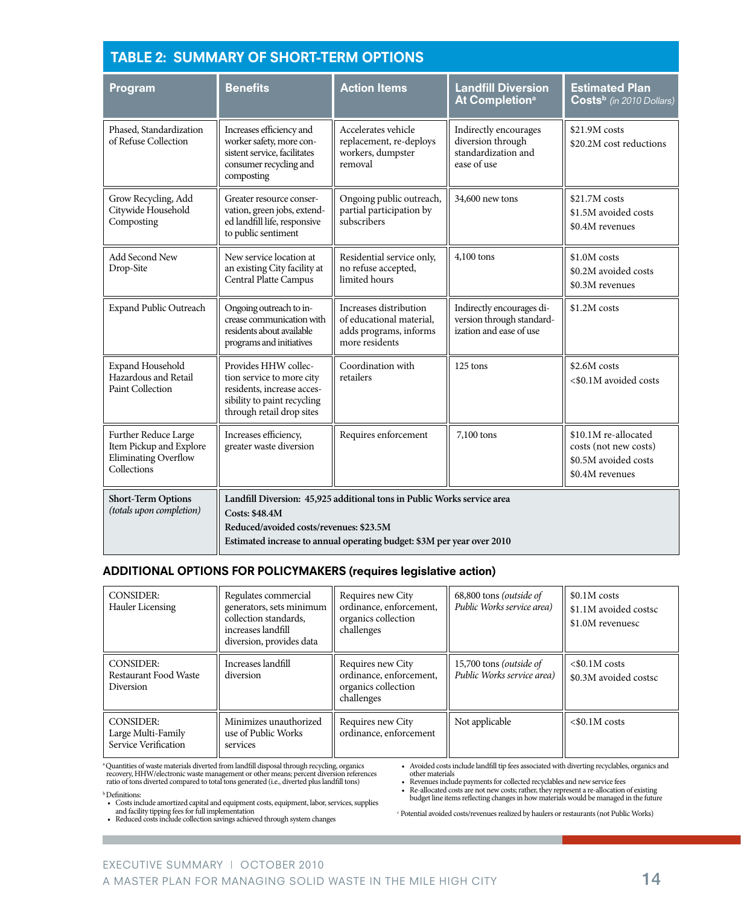## TABLE 2: SUMMARY OF SHORT-TERM OPTIONS

| Program | Benefits | Action Items | Landfill Diversion At Completion[a] | Estimated Plan Costs[b] *(in 2010 Dollars)* |
|---|---|---|---|---|
| Phased, Standardization of Refuse Collection | Increases efficiency and worker safety, more consistent service, facilitates consumer recycling and composting | Accelerates vehicle replacement, re-deploys workers, dumpster removal | Indirectly encourages diversion through standardization and ease of use | $21.9M costs<br>$20.2M cost reductions |
| Grow Recycling, Add Citywide Household Composting | Greater resource conservation, green jobs, extended landfill life, responsive to public sentiment | Ongoing public outreach, partial participation by subscribers | 34,600 new tons | $21.7M costs<br>$1.5M avoided costs<br>$0.4M revenues |
| Add Second New Drop-Site | New service location at an existing City facility at Central Platte Campus | Residential service only, no refuse accepted, limited hours | 4,100 tons | $1.0M costs<br>$0.2M avoided costs<br>$0.3M revenues |
| Expand Public Outreach | Ongoing outreach to increase communication with residents about available programs and initiatives | Increases distribution of educational material, adds programs, informs more residents | Indirectly encourages diversion through standardization and ease of use | $1.2M costs |
| Expand Household Hazardous and Retail Paint Collection | Provides HHW collection service to more city residents, increase accessibility to paint recycling through retail drop sites | Coordination with retailers | 125 tons | $2.6M costs<br><$0.1M avoided costs |
| Further Reduce Large Item Pickup and Explore Eliminating Overflow Collections | Increases efficiency, greater waste diversion | Requires enforcement | 7,100 tons | $10.1M re-allocated costs (not new costs)<br>$0.5M avoided costs<br>$0.4M revenues |
| **Short-Term Options** *(totals upon completion)* | **Landfill Diversion: 45,925 additional tons in Public Works service area**<br>**Costs: $48.4M**<br>**Reduced/avoided costs/revenues: $23.5M**<br>**Estimated increase to annual operating budget: $3M per year over 2010** | | | |

### ADDITIONAL OPTIONS FOR POLICYMAKERS (requires legislative action)

| Program | Benefits | Action Items | Landfill Diversion At Completion | Estimated Plan Costs |
|---|---|---|---|---|
| CONSIDER: Hauler Licensing | Regulates commercial generators, sets minimum collection standards, increases landfill diversion, provides data | Requires new City ordinance, enforcement, organics collection challenges | 68,800 tons *(outside of Public Works service area)* | $0.1M costs<br>$1.1M avoided costs[c]<br>$1.0M revenues[c] |
| CONSIDER: Restaurant Food Waste Diversion | Increases landfill diversion | Requires new City ordinance, enforcement, organics collection challenges | 15,700 tons *(outside of Public Works service area)* | <$0.1M costs<br>$0.3M avoided costs[c] |
| CONSIDER: Large Multi-Family Service Verification | Minimizes unauthorized use of Public Works services | Requires new City ordinance, enforcement | Not applicable | <$0.1M costs |

[a] Quantities of waste materials diverted from landfill disposal through recycling, organics recovery, HHW/electronic waste management or other means; percent diversion references ratio of tons diverted compared to total tons generated (i.e., diverted plus landfill tons)

[b] Definitions:
- Costs include amortized capital and equipment costs, equipment, labor, services, supplies and facility tipping fees for full implementation
- Reduced costs include collection savings achieved through system changes
- Avoided costs include landfill tip fees associated with diverting recyclables, organics and other materials
- Revenues include payments for collected recyclables and new service fees
- Re-allocated costs are not new costs; rather, they represent a re-allocation of existing budget line items reflecting changes in how materials would be managed in the future

[c] Potential avoided costs/revenues realized by haulers or restaurants (not Public Works)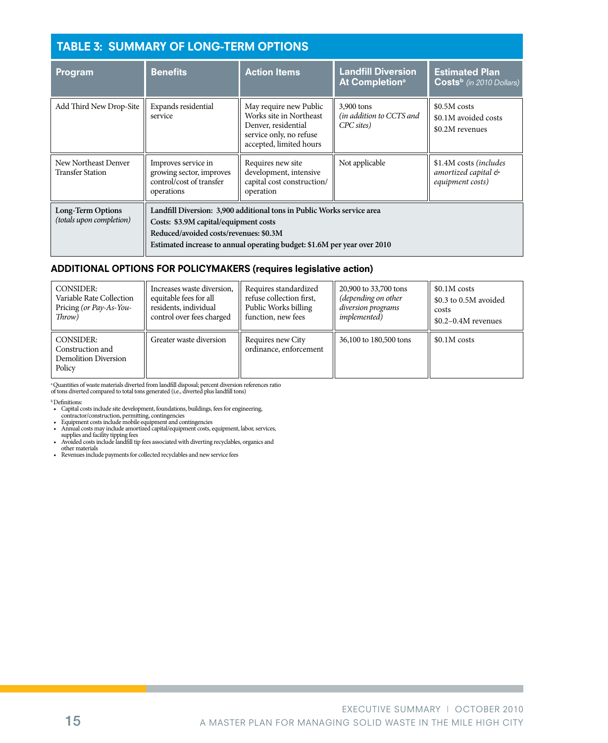## TABLE 3: SUMMARY OF LONG-TERM OPTIONS

| Program | Benefits | Action Items | Landfill Diversion At Completion[a] | Estimated Plan Costs[b] *(in 2010 Dollars)* |
|---|---|---|---|---|
| Add Third New Drop-Site | Expands residential service | May require new Public Works site in Northeast Denver, residential service only, no refuse accepted, limited hours | 3,900 tons *(in addition to CCTS and CPC sites)* | \$0.5M costs<br>\$0.1M avoided costs<br>\$0.2M revenues |
| New Northeast Denver Transfer Station | Improves service in growing sector, improves control/cost of transfer operations | Requires new site development, intensive capital cost construction/ operation | Not applicable | \$1.4M costs *(includes amortized capital & equipment costs)* |
| **Long-Term Options** *(totals upon completion)* | **Landfill Diversion: 3,900 additional tons in Public Works service area**<br>**Costs: \$3.9M capital/equipment costs**<br>**Reduced/avoided costs/revenues: \$0.3M**<br>**Estimated increase to annual operating budget: \$1.6M per year over 2010** | | | |

### ADDITIONAL OPTIONS FOR POLICYMAKERS (requires legislative action)

| Program | Benefits | Action Items | Landfill Diversion At Completion[a] | Estimated Plan Costs[b] *(in 2010 Dollars)* |
|---|---|---|---|---|
| CONSIDER: Variable Rate Collection Pricing *(or Pay-As-You-Throw)* | Increases waste diversion, equitable fees for all residents, individual control over fees charged | Requires standardized refuse collection first, Public Works billing function, new fees | 20,900 to 33,700 tons *(depending on other diversion programs implemented)* | \$0.1M costs<br>\$0.3 to 0.5M avoided costs<br>\$0.2–0.4M revenues |
| CONSIDER: Construction and Demolition Diversion Policy | Greater waste diversion | Requires new City ordinance, enforcement | 36,100 to 180,500 tons | \$0.1M costs |

[a] Quantities of waste materials diverted from landfill disposal; percent diversion references ratio of tons diverted compared to total tons generated (i.e., diverted plus landfill tons)

[b] Definitions:

- Capital costs include site development, foundations, buildings, fees for engineering, contractor/construction, permitting, contingencies
- Equipment costs include mobile equipment and contingencies
- Annual costs may include amortized capital/equipment costs, equipment, labor, services, supplies and facility tipping fees
- Avoided costs include landfill tip fees associated with diverting recyclables, organics and other materials
- Revenues include payments for collected recyclables and new service fees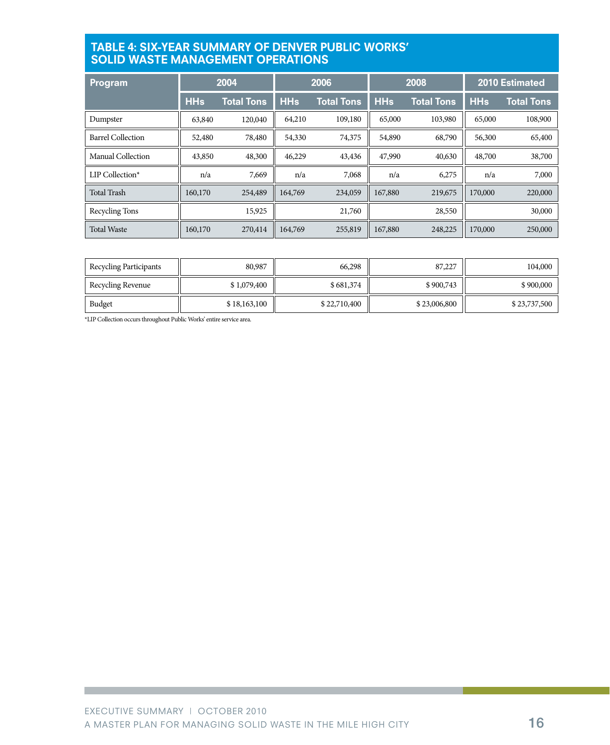## TABLE 4: SIX-YEAR SUMMARY OF DENVER PUBLIC WORKS' SOLID WASTE MANAGEMENT OPERATIONS

| Program | 2004 | | 2006 | | 2008 | | 2010 Estimated | |
|---|---|---|---|---|---|---|---|---|
| | HHs | Total Tons | HHs | Total Tons | HHs | Total Tons | HHs | Total Tons |
| Dumpster | 63,840 | 120,040 | 64,210 | 109,180 | 65,000 | 103,980 | 65,000 | 108,900 |
| Barrel Collection | 52,480 | 78,480 | 54,330 | 74,375 | 54,890 | 68,790 | 56,300 | 65,400 |
| Manual Collection | 43,850 | 48,300 | 46,229 | 43,436 | 47,990 | 40,630 | 48,700 | 38,700 |
| LIP Collection* | n/a | 7,669 | n/a | 7,068 | n/a | 6,275 | n/a | 7,000 |
| Total Trash | 160,170 | 254,489 | 164,769 | 234,059 | 167,880 | 219,675 | 170,000 | 220,000 |
| Recycling Tons | | 15,925 | | 21,760 | | 28,550 | | 30,000 |
| Total Waste | 160,170 | 270,414 | 164,769 | 255,819 | 167,880 | 248,225 | 170,000 | 250,000 |

| | 2004 | 2006 | 2008 | 2010 Estimated |
|---|---|---|---|---|
| Recycling Participants | 80,987 | 66,298 | 87,227 | 104,000 |
| Recycling Revenue | $ 1,079,400 | $ 681,374 | $ 900,743 | $ 900,000 |
| Budget | $ 18,163,100 | $ 22,710,400 | $ 23,006,800 | $ 23,737,500 |

*LIP Collection occurs throughout Public Works' entire service area.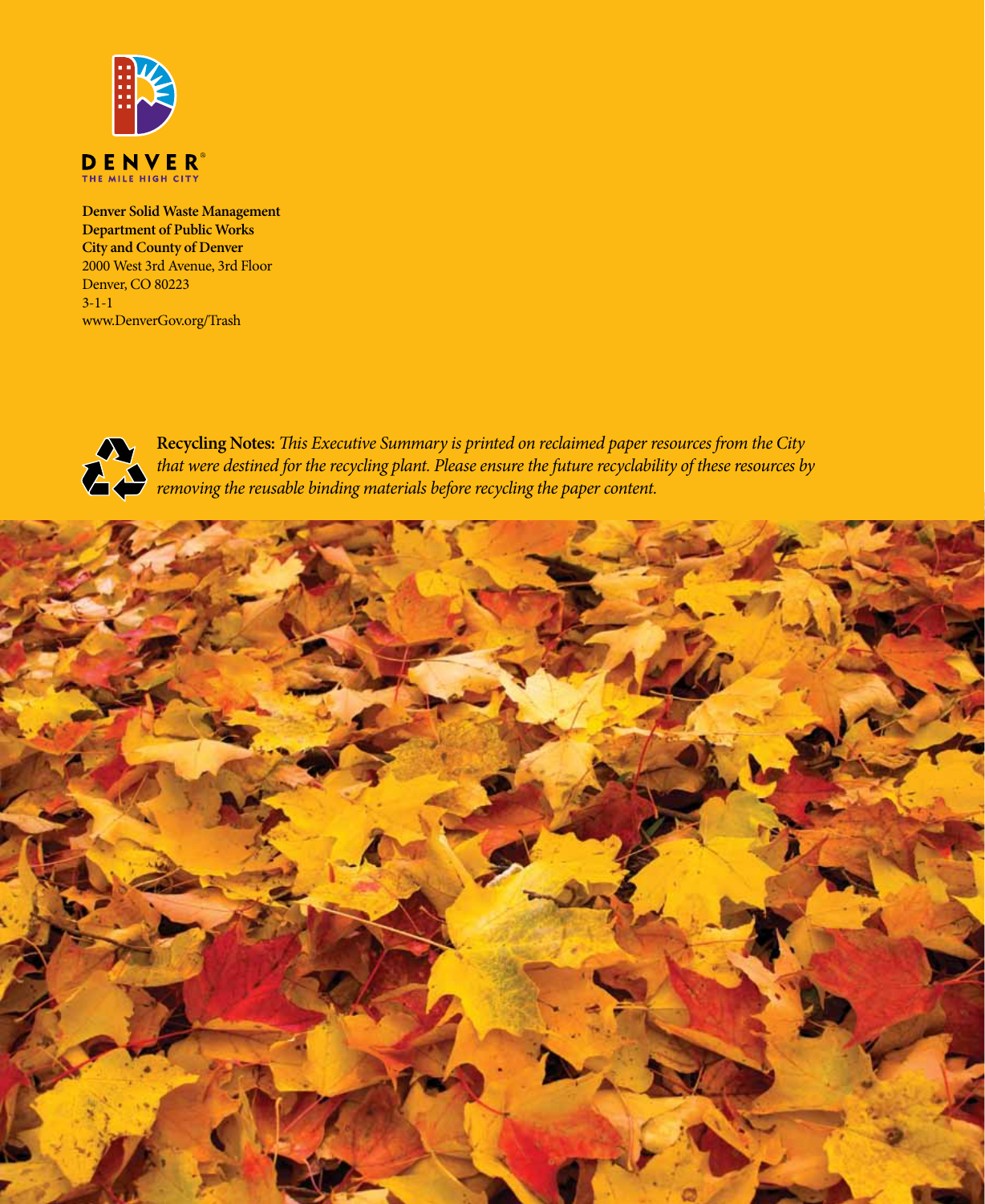DENVER

THE MILE HIGH CITY

**Denver Solid Waste Management**
**Department of Public Works**
**City and County of Denver**
2000 West 3rd Avenue, 3rd Floor
Denver, CO 80223
3-1-1
www.DenverGov.org/Trash

**Recycling Notes:** *This Executive Summary is printed on reclaimed paper resources from the City that were destined for the recycling plant. Please ensure the future recyclability of these resources by removing the reusable binding materials before recycling the paper content.*